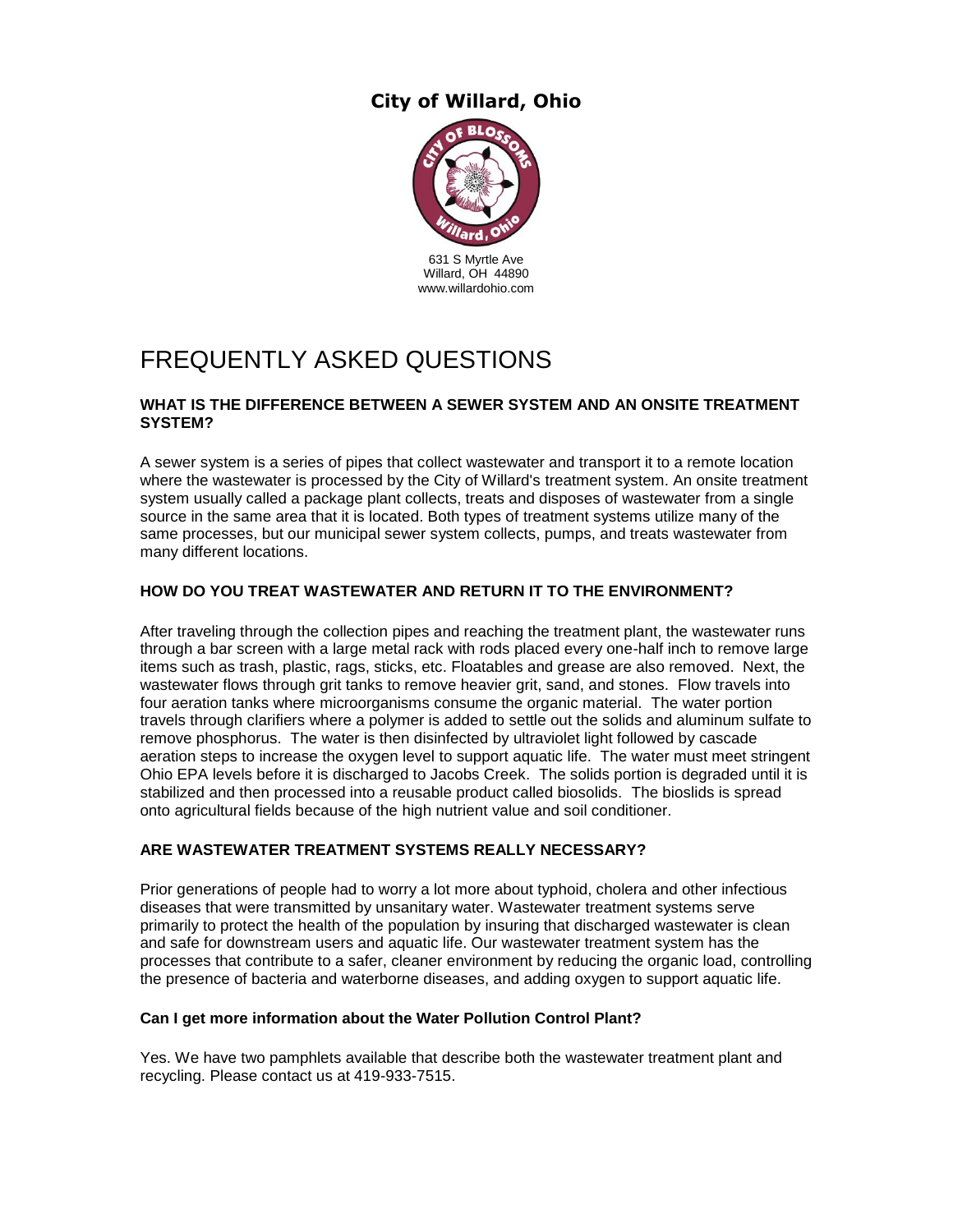# City of Willard, Ohio

631 S Myrtle Ave
Willard, OH 44890
www.willardohio.com

# FREQUENTLY ASKED QUESTIONS

### WHAT IS THE DIFFERENCE BETWEEN A SEWER SYSTEM AND AN ONSITE TREATMENT SYSTEM?

A sewer system is a series of pipes that collect wastewater and transport it to a remote location where the wastewater is processed by the City of Willard's treatment system. An onsite treatment system usually called a package plant collects, treats and disposes of wastewater from a single source in the same area that it is located. Both types of treatment systems utilize many of the same processes, but our municipal sewer system collects, pumps, and treats wastewater from many different locations.

### HOW DO YOU TREAT WASTEWATER AND RETURN IT TO THE ENVIRONMENT?

After traveling through the collection pipes and reaching the treatment plant, the wastewater runs through a bar screen with a large metal rack with rods placed every one-half inch to remove large items such as trash, plastic, rags, sticks, etc. Floatables and grease are also removed. Next, the wastewater flows through grit tanks to remove heavier grit, sand, and stones. Flow travels into four aeration tanks where microorganisms consume the organic material. The water portion travels through clarifiers where a polymer is added to settle out the solids and aluminum sulfate to remove phosphorus. The water is then disinfected by ultraviolet light followed by cascade aeration steps to increase the oxygen level to support aquatic life. The water must meet stringent Ohio EPA levels before it is discharged to Jacobs Creek. The solids portion is degraded until it is stabilized and then processed into a reusable product called biosolids. The bioslids is spread onto agricultural fields because of the high nutrient value and soil conditioner.

### ARE WASTEWATER TREATMENT SYSTEMS REALLY NECESSARY?

Prior generations of people had to worry a lot more about typhoid, cholera and other infectious diseases that were transmitted by unsanitary water. Wastewater treatment systems serve primarily to protect the health of the population by insuring that discharged wastewater is clean and safe for downstream users and aquatic life. Our wastewater treatment system has the processes that contribute to a safer, cleaner environment by reducing the organic load, controlling the presence of bacteria and waterborne diseases, and adding oxygen to support aquatic life.

### Can I get more information about the Water Pollution Control Plant?

Yes. We have two pamphlets available that describe both the wastewater treatment plant and recycling. Please contact us at 419-933-7515.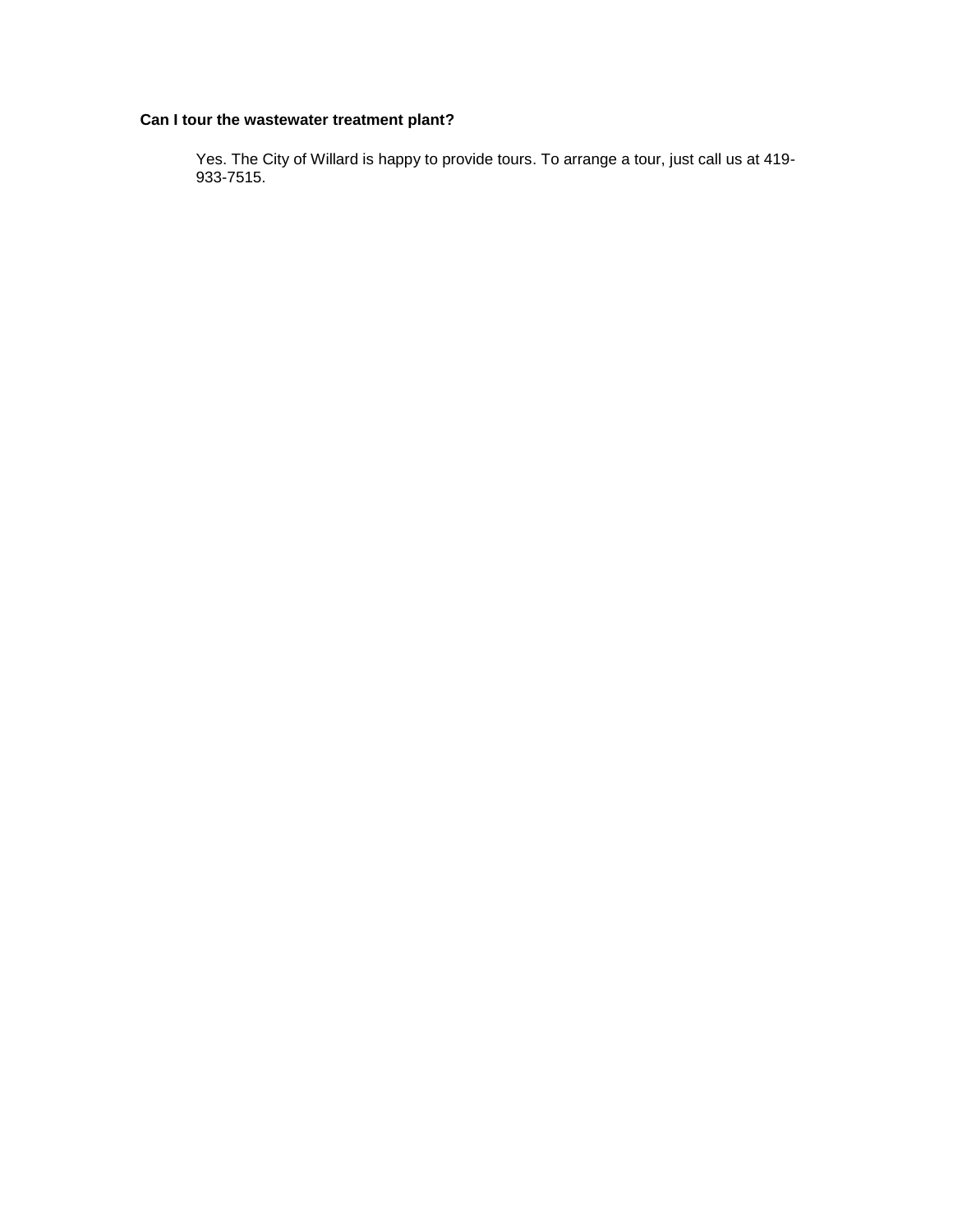**Can I tour the wastewater treatment plant?**

Yes. The City of Willard is happy to provide tours. To arrange a tour, just call us at 419-933-7515.